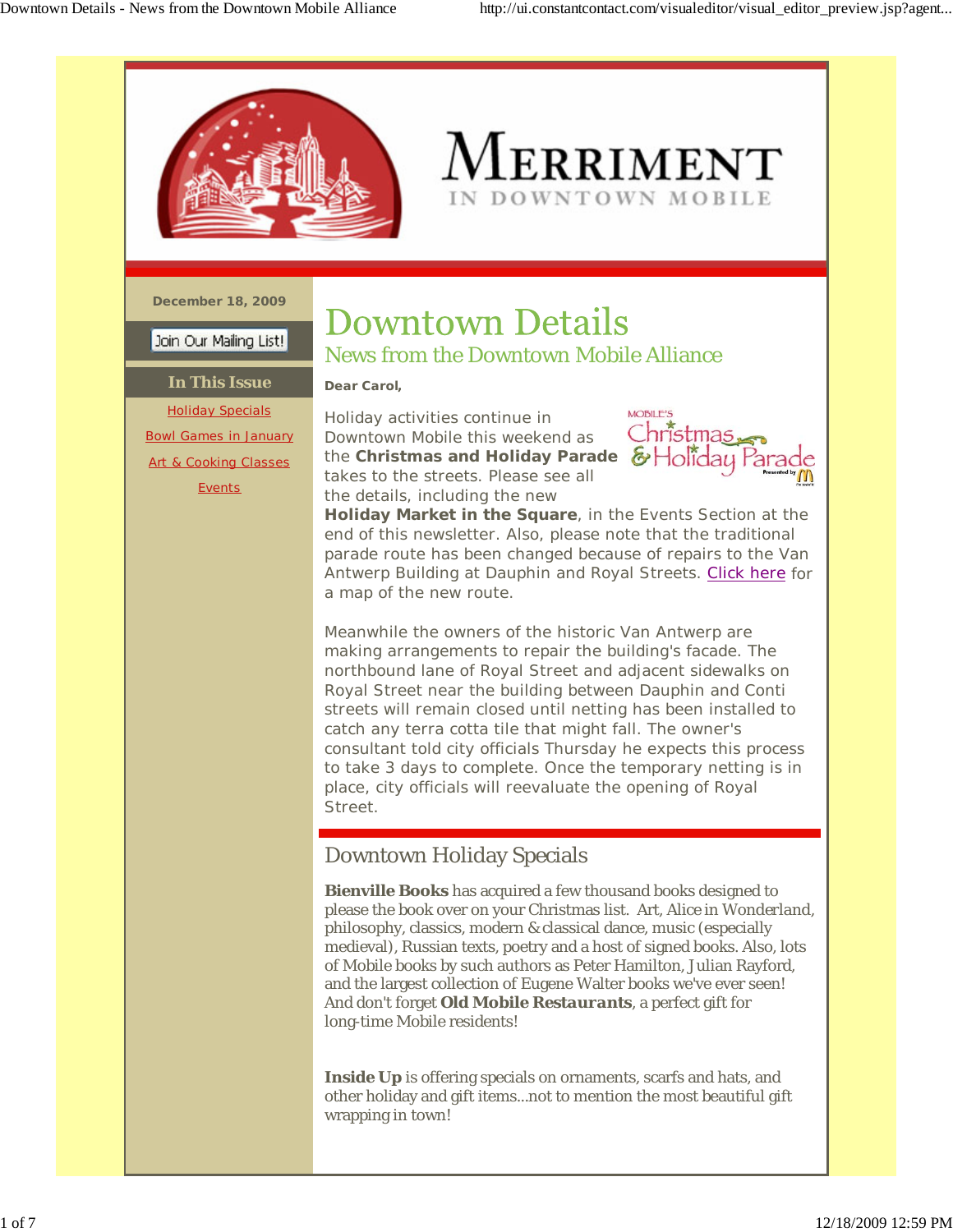# MERRIMENT

IN DOWNTOWN MOBILE

December 18, 2009

Join Our Mailing List!

**In This Issue**

- Holiday Specials
- Bowl Games in January
- Art & Cooking Classes
- Events

# Downtown Details

## News from the Downtown Mobile Alliance

**Dear Carol,**

Holiday activities continue in Downtown Mobile this weekend as the **Christmas and Holiday Parade** takes to the streets. Please see all the details, including the new **Holiday Market in the Square**, in the Events Section at the end of this newsletter. Also, please note that the traditional parade route has been changed because of repairs to the Van Antwerp Building at Dauphin and Royal Streets. Click here for a map of the new route.

Meanwhile the owners of the historic Van Antwerp are making arrangements to repair the building's facade. The northbound lane of Royal Street and adjacent sidewalks on Royal Street near the building between Dauphin and Conti streets will remain closed until netting has been installed to catch any terra cotta tile that might fall. The owner's consultant told city officials Thursday he expects this process to take 3 days to complete. Once the temporary netting is in place, city officials will reevaluate the opening of Royal Street.

## Downtown Holiday Specials

**Bienville Books** has acquired a few thousand books designed to please the book over on your Christmas list. Art, Alice in Wonderland, philosophy, classics, modern & classical dance, music (especially medieval), Russian texts, poetry and a host of signed books. Also, lots of Mobile books by such authors as Peter Hamilton, Julian Rayford, and the largest collection of Eugene Walter books we've ever seen! And don't forget **Old Mobile Restaurants**, a perfect gift for long-time Mobile residents!

**Inside Up** is offering specials on ornaments, scarfs and hats, and other holiday and gift items...not to mention the most beautiful gift wrapping in town!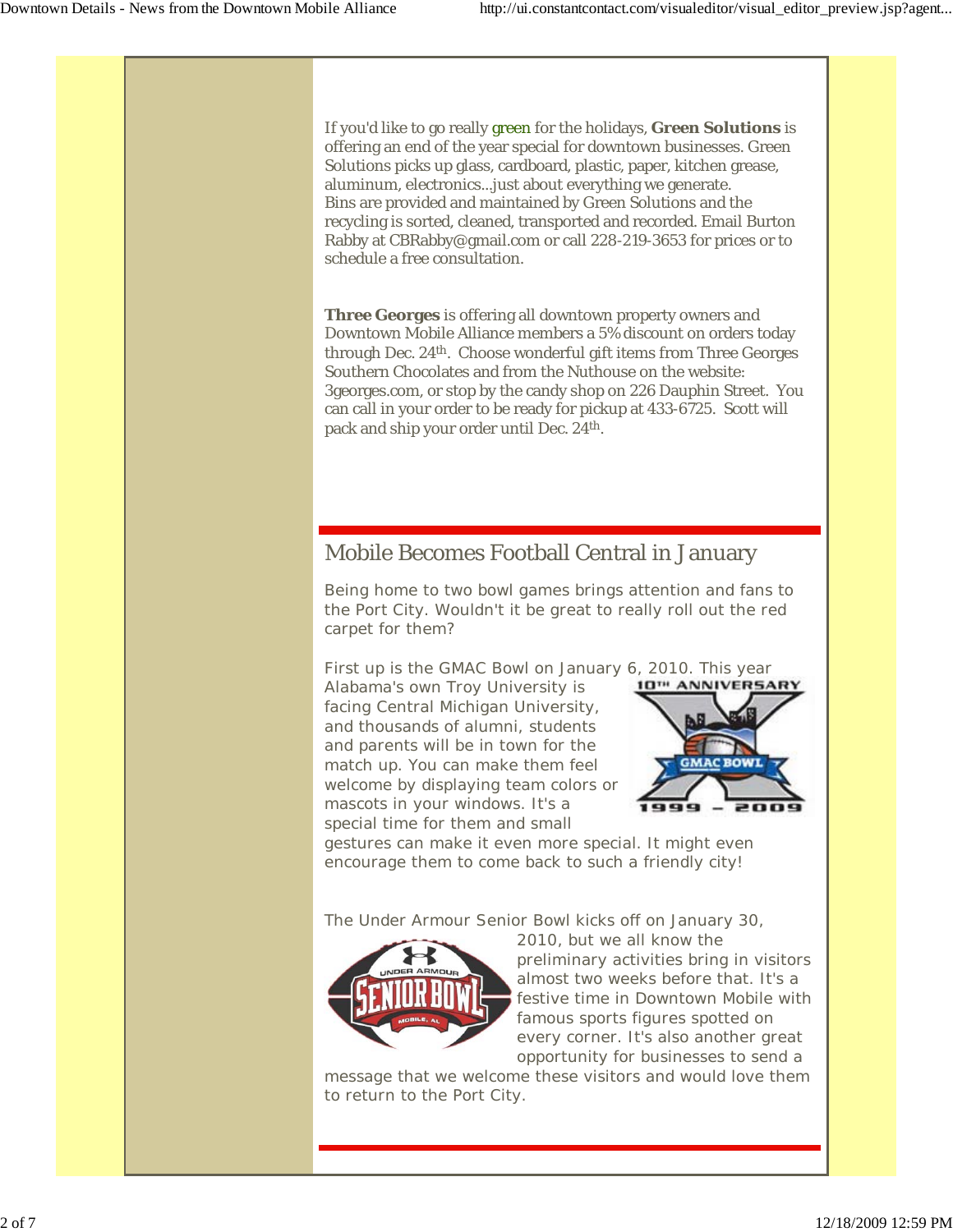If you'd like to go really green for the holidays, **Green Solutions** is offering an end of the year special for downtown businesses. Green Solutions picks up glass, cardboard, plastic, paper, kitchen grease, aluminum, electronics...just about everything we generate. Bins are provided and maintained by Green Solutions and the recycling is sorted, cleaned, transported and recorded. Email Burton Rabby at CBRabby@gmail.com or call 228-219-3653 for prices or to schedule a free consultation.

**Three Georges** is offering all downtown property owners and Downtown Mobile Alliance members a 5% discount on orders today through Dec. 24th. Choose wonderful gift items from Three Georges Southern Chocolates and from the Nuthouse on the website: 3georges.com, or stop by the candy shop on 226 Dauphin Street. You can call in your order to be ready for pickup at 433-6725. Scott will pack and ship your order until Dec. 24th.

## Mobile Becomes Football Central in January

Being home to two bowl games brings attention and fans to the Port City. Wouldn't it be great to really roll out the red carpet for them?

First up is the GMAC Bowl on January 6, 2010. This year Alabama's own Troy University is facing Central Michigan University, and thousands of alumni, students and parents will be in town for the match up. You can make them feel welcome by displaying team colors or mascots in your windows. It's a special time for them and small gestures can make it even more special. It might even encourage them to come back to such a friendly city!

The Under Armour Senior Bowl kicks off on January 30, 2010, but we all know the preliminary activities bring in visitors almost two weeks before that. It's a festive time in Downtown Mobile with famous sports figures spotted on every corner. It's also another great opportunity for businesses to send a message that we welcome these visitors and would love them to return to the Port City.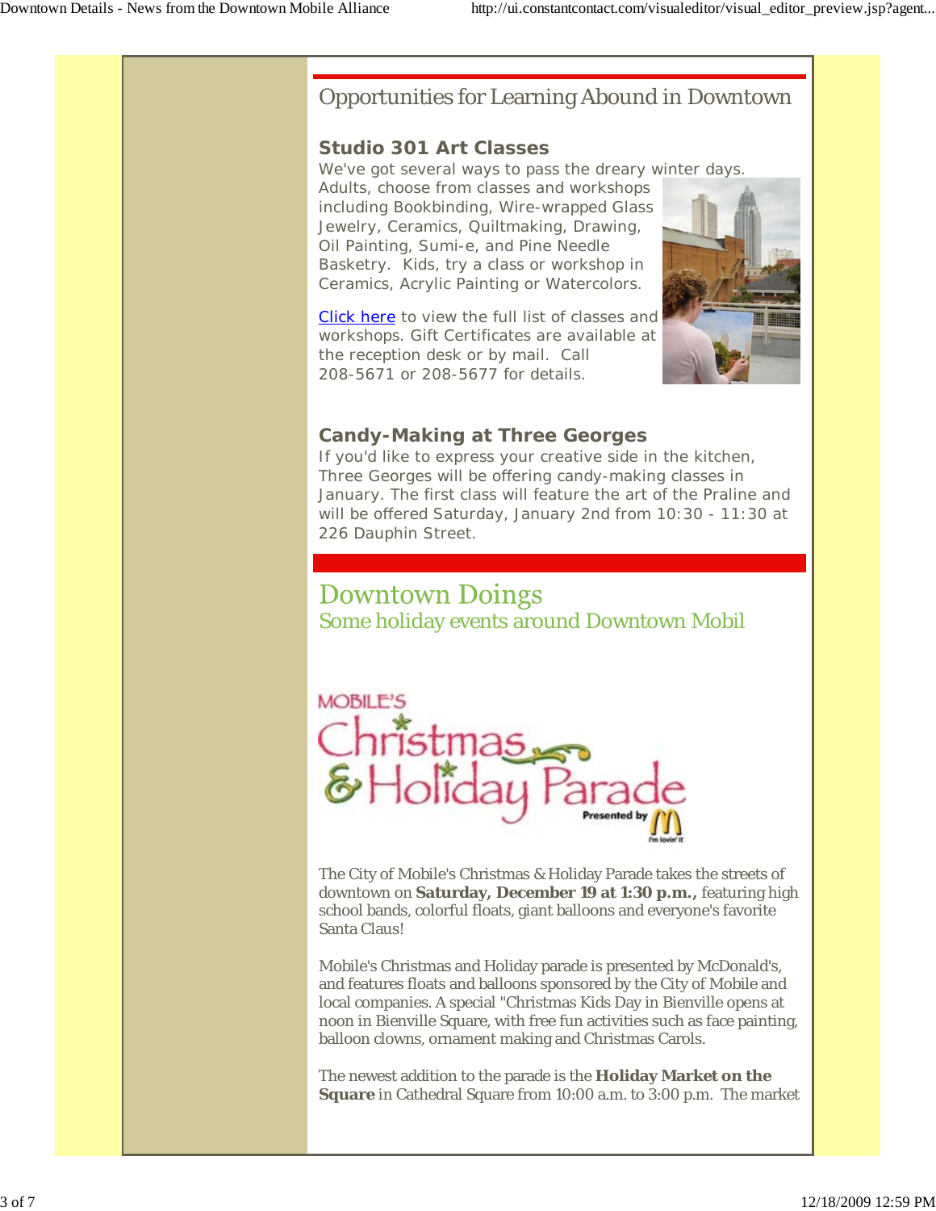## Opportunities for Learning Abound in Downtown

### Studio 301 Art Classes

We've got several ways to pass the dreary winter days. Adults, choose from classes and workshops including Bookbinding, Wire-wrapped Glass Jewelry, Ceramics, Quiltmaking, Drawing, Oil Painting, Sumi-e, and Pine Needle Basketry. Kids, try a class or workshop in Ceramics, Acrylic Painting or Watercolors.

Click here to view the full list of classes and workshops. Gift Certificates are available at the reception desk or by mail. Call 208-5671 or 208-5677 for details.

### Candy-Making at Three Georges

If you'd like to express your creative side in the kitchen, Three Georges will be offering candy-making classes in January. The first class will feature the art of the Praline and will be offered Saturday, January 2nd from 10:30 - 11:30 at 226 Dauphin Street.

## Downtown Doings

Some holiday events around Downtown Mobil

MOBILE'S Christmas & Holiday Parade Presented by

The City of Mobile's Christmas & Holiday Parade takes the streets of downtown on **Saturday, December 19 at 1:30 p.m.,** featuring high school bands, colorful floats, giant balloons and everyone's favorite Santa Claus!

Mobile's Christmas and Holiday parade is presented by McDonald's, and features floats and balloons sponsored by the City of Mobile and local companies. A special "Christmas Kids Day in Bienville opens at noon in Bienville Square, with free fun activities such as face painting, balloon clowns, ornament making and Christmas Carols.

The newest addition to the parade is the **Holiday Market on the Square** in Cathedral Square from 10:00 a.m. to 3:00 p.m. The market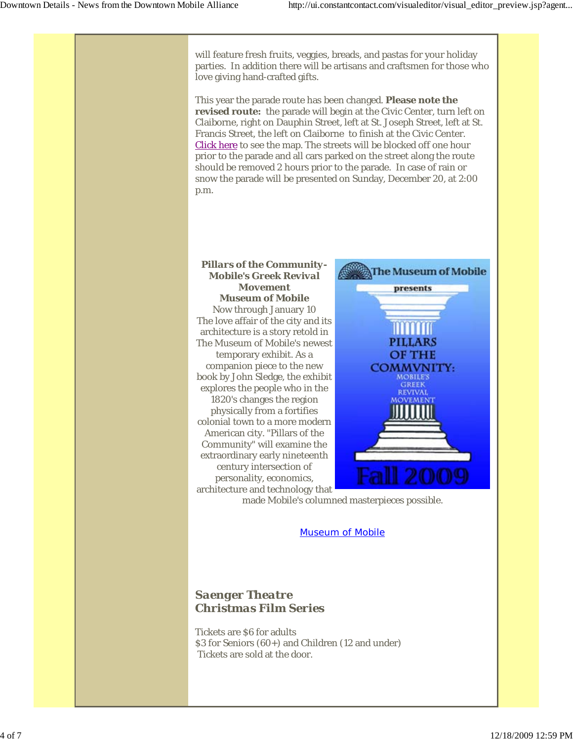will feature fresh fruits, veggies, breads, and pastas for your holiday parties. In addition there will be artisans and craftsmen for those who love giving hand-crafted gifts.

This year the parade route has been changed. **Please note the revised route:** the parade will begin at the Civic Center, turn left on Claiborne, right on Dauphin Street, left at St. Joseph Street, left at St. Francis Street, the left on Claiborne to finish at the Civic Center. Click here to see the map. The streets will be blocked off one hour prior to the parade and all cars parked on the street along the route should be removed 2 hours prior to the parade. In case of rain or snow the parade will be presented on Sunday, December 20, at 2:00 p.m.

***Pillars of the Community- Mobile's Greek Revival Movement***
**Museum of Mobile**

Now through January 10

The love affair of the city and its architecture is a story retold in The Museum of Mobile's newest temporary exhibit. As a companion piece to the new book by John Sledge, the exhibit explores the people who in the 1820's changes the region physically from a fortifies colonial town to a more modern American city. "Pillars of the Community" will examine the extraordinary early nineteenth century intersection of personality, economics, architecture and technology that made Mobile's columned masterpieces possible.

Museum of Mobile

## *Saenger Theatre Christmas Film Series*

Tickets are $6 for adults
$3 for Seniors (60+) and Children (12 and under)
Tickets are sold at the door.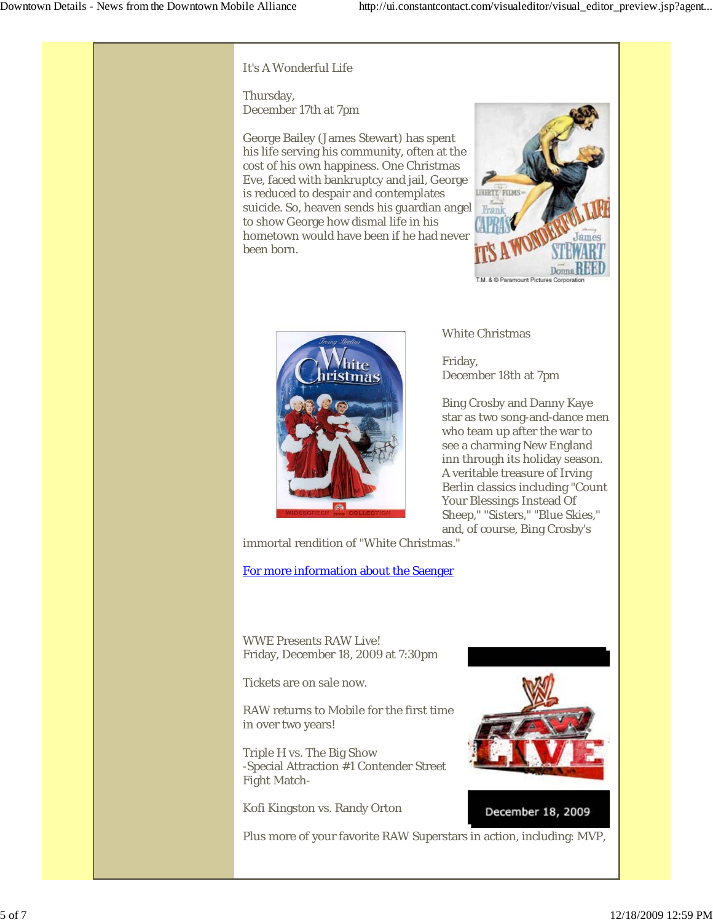It's A Wonderful Life

Thursday,
December 17th at 7pm

George Bailey (James Stewart) has spent his life serving his community, often at the cost of his own happiness. One Christmas Eve, faced with bankruptcy and jail, George is reduced to despair and contemplates suicide. So, heaven sends his guardian angel to show George how dismal life in his hometown would have been if he had never been born.

White Christmas

Friday,
December 18th at 7pm

Bing Crosby and Danny Kaye star as two song-and-dance men who team up after the war to see a charming New England inn through its holiday season. A veritable treasure of Irving Berlin classics including "Count Your Blessings Instead Of Sheep," "Sisters," "Blue Skies," and, of course, Bing Crosby's immortal rendition of "White Christmas."

[For more information about the Saenger]

WWE Presents RAW Live!
Friday, December 18, 2009 at 7:30pm

Tickets are on sale now.

RAW returns to Mobile for the first time in over two years!

Triple H vs. The Big Show
-Special Attraction #1 Contender Street Fight Match-

Kofi Kingston vs. Randy Orton

Plus more of your favorite RAW Superstars in action, including: MVP,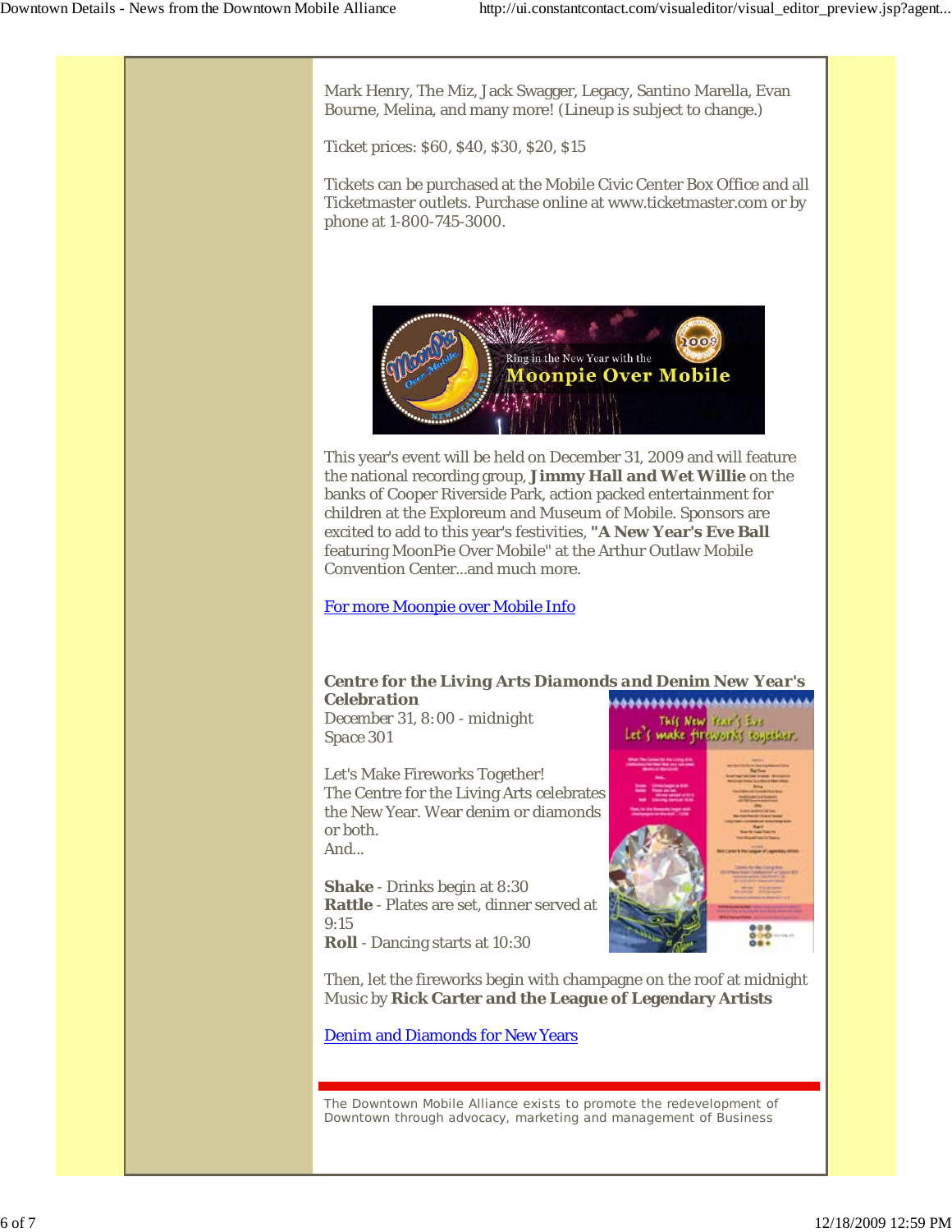Mark Henry, The Miz, Jack Swagger, Legacy, Santino Marella, Evan Bourne, Melina, and many more! (Lineup is subject to change.)

Ticket prices: $60, $40, $30, $20, $15

Tickets can be purchased at the Mobile Civic Center Box Office and all Ticketmaster outlets. Purchase online at www.ticketmaster.com or by phone at 1-800-745-3000.

This year's event will be held on December 31, 2009 and will feature the national recording group, **Jimmy Hall and Wet Willie** on the banks of Cooper Riverside Park, action packed entertainment for children at the Exploreum and Museum of Mobile. Sponsors are excited to add to this year's festivities, **"A New Year's Eve Ball** featuring MoonPie Over Mobile" at the Arthur Outlaw Mobile Convention Center...and much more.

[For more Moonpie over Mobile Info]

**Centre for the Living Arts Diamonds and Denim New Year's Celebration**
December 31, 8:00 - midnight
Space 301

Let's Make Fireworks Together!
The Centre for the Living Arts celebrates the New Year. Wear denim or diamonds or both.
And...

**Shake** - Drinks begin at 8:30
**Rattle** - Plates are set, dinner served at 9:15
**Roll** - Dancing starts at 10:30

Then, let the fireworks begin with champagne on the roof at midnight
Music by **Rick Carter and the League of Legendary Artists**

[Denim and Diamonds for New Years]

The Downtown Mobile Alliance exists to promote the redevelopment of Downtown through advocacy, marketing and management of Business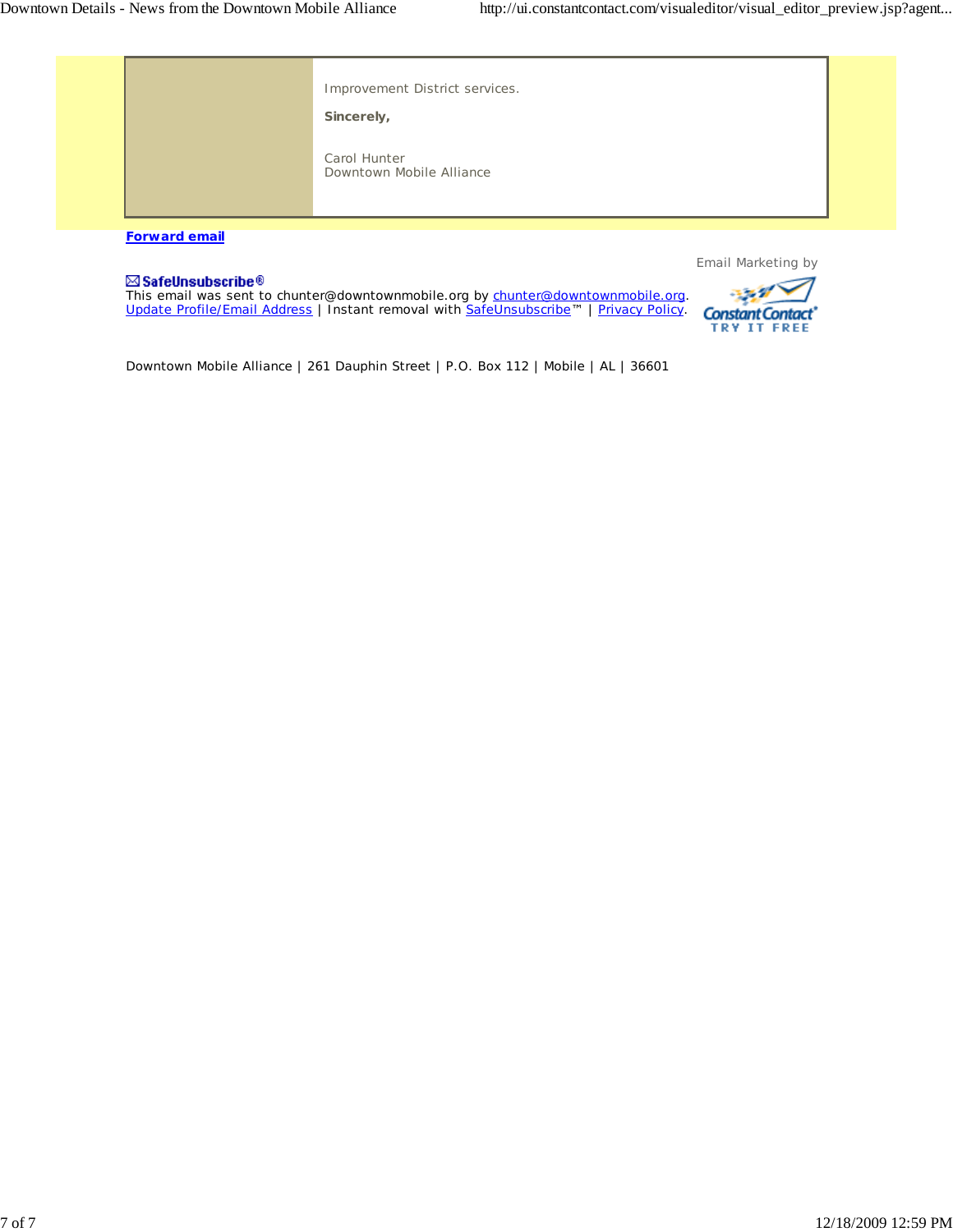Improvement District services.

**Sincerely,**

Carol Hunter
Downtown Mobile Alliance

**Forward email**

Email Marketing by

**SafeUnsubscribe®**
This email was sent to chunter@downtownmobile.org by chunter@downtownmobile.org.
Update Profile/Email Address | Instant removal with SafeUnsubscribe™ | Privacy Policy.

Constant Contact® TRY IT FREE

Downtown Mobile Alliance | 261 Dauphin Street | P.O. Box 112 | Mobile | AL | 36601